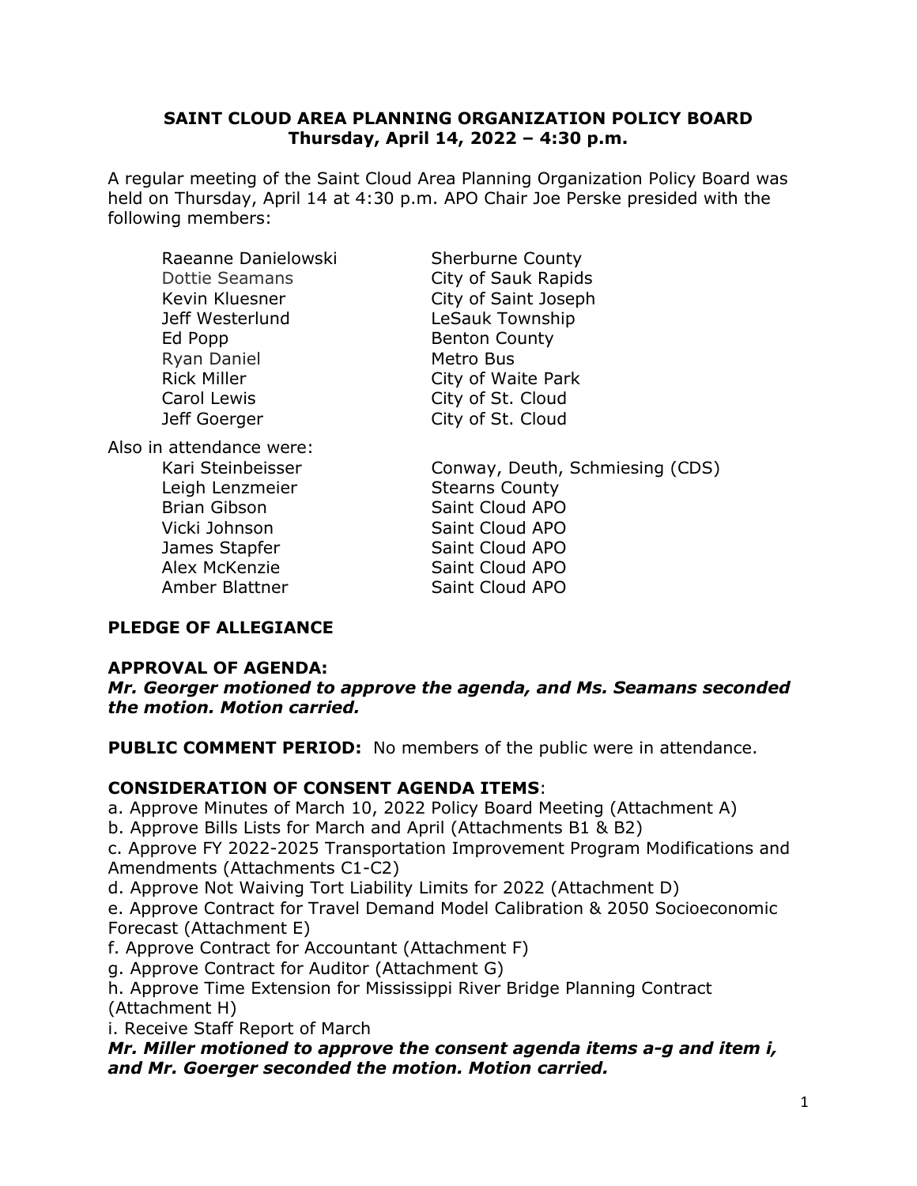# SAINT CLOUD AREA PLANNING ORGANIZATION POLICY BOARD
## Thursday, April 14, 2022 – 4:30 p.m.

A regular meeting of the Saint Cloud Area Planning Organization Policy Board was held on Thursday, April 14 at 4:30 p.m. APO Chair Joe Perske presided with the following members:

| | |
|---|---|
| Raeanne Danielowski | Sherburne County |
| Dottie Seamans | City of Sauk Rapids |
| Kevin Kluesner | City of Saint Joseph |
| Jeff Westerlund | LeSauk Township |
| Ed Popp | Benton County |
| Ryan Daniel | Metro Bus |
| Rick Miller | City of Waite Park |
| Carol Lewis | City of St. Cloud |
| Jeff Goerger | City of St. Cloud |

Also in attendance were:

| | |
|---|---|
| Kari Steinbeisser | Conway, Deuth, Schmiesing (CDS) |
| Leigh Lenzmeier | Stearns County |
| Brian Gibson | Saint Cloud APO |
| Vicki Johnson | Saint Cloud APO |
| James Stapfer | Saint Cloud APO |
| Alex McKenzie | Saint Cloud APO |
| Amber Blattner | Saint Cloud APO |

**PLEDGE OF ALLEGIANCE**

**APPROVAL OF AGENDA:**
***Mr. Georger motioned to approve the agenda, and Ms. Seamans seconded the motion. Motion carried.***

**PUBLIC COMMENT PERIOD:** No members of the public were in attendance.

**CONSIDERATION OF CONSENT AGENDA ITEMS**:
a. Approve Minutes of March 10, 2022 Policy Board Meeting (Attachment A)
b. Approve Bills Lists for March and April (Attachments B1 & B2)
c. Approve FY 2022-2025 Transportation Improvement Program Modifications and Amendments (Attachments C1-C2)
d. Approve Not Waiving Tort Liability Limits for 2022 (Attachment D)
e. Approve Contract for Travel Demand Model Calibration & 2050 Socioeconomic Forecast (Attachment E)
f. Approve Contract for Accountant (Attachment F)
g. Approve Contract for Auditor (Attachment G)
h. Approve Time Extension for Mississippi River Bridge Planning Contract (Attachment H)
i. Receive Staff Report of March
***Mr. Miller motioned to approve the consent agenda items a-g and item i, and Mr. Goerger seconded the motion. Motion carried.***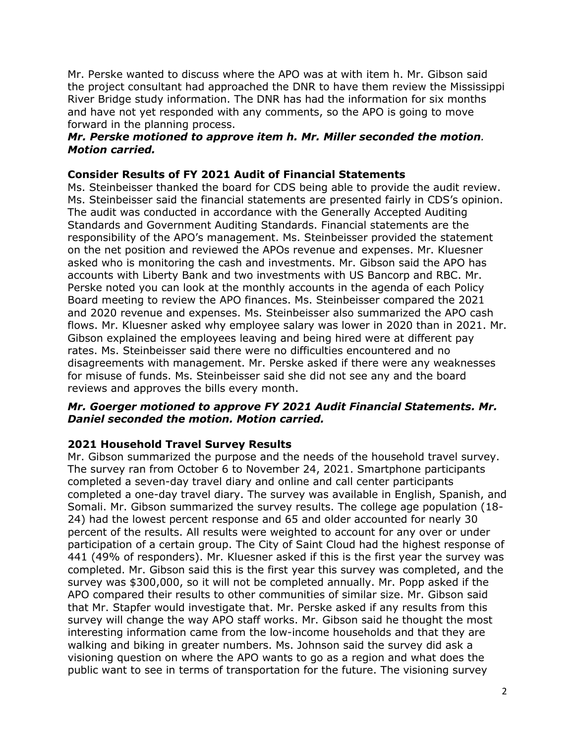Mr. Perske wanted to discuss where the APO was at with item h. Mr. Gibson said the project consultant had approached the DNR to have them review the Mississippi River Bridge study information. The DNR has had the information for six months and have not yet responded with any comments, so the APO is going to move forward in the planning process.

***Mr. Perske motioned to approve item h. Mr. Miller seconded the motion. Motion carried.***

**Consider Results of FY 2021 Audit of Financial Statements**

Ms. Steinbeisser thanked the board for CDS being able to provide the audit review. Ms. Steinbeisser said the financial statements are presented fairly in CDS's opinion. The audit was conducted in accordance with the Generally Accepted Auditing Standards and Government Auditing Standards. Financial statements are the responsibility of the APO's management. Ms. Steinbeisser provided the statement on the net position and reviewed the APOs revenue and expenses. Mr. Kluesner asked who is monitoring the cash and investments. Mr. Gibson said the APO has accounts with Liberty Bank and two investments with US Bancorp and RBC. Mr. Perske noted you can look at the monthly accounts in the agenda of each Policy Board meeting to review the APO finances. Ms. Steinbeisser compared the 2021 and 2020 revenue and expenses. Ms. Steinbeisser also summarized the APO cash flows. Mr. Kluesner asked why employee salary was lower in 2020 than in 2021. Mr. Gibson explained the employees leaving and being hired were at different pay rates. Ms. Steinbeisser said there were no difficulties encountered and no disagreements with management. Mr. Perske asked if there were any weaknesses for misuse of funds. Ms. Steinbeisser said she did not see any and the board reviews and approves the bills every month.

***Mr. Goerger motioned to approve FY 2021 Audit Financial Statements. Mr. Daniel seconded the motion. Motion carried.***

**2021 Household Travel Survey Results**

Mr. Gibson summarized the purpose and the needs of the household travel survey. The survey ran from October 6 to November 24, 2021. Smartphone participants completed a seven-day travel diary and online and call center participants completed a one-day travel diary. The survey was available in English, Spanish, and Somali. Mr. Gibson summarized the survey results. The college age population (18-24) had the lowest percent response and 65 and older accounted for nearly 30 percent of the results. All results were weighted to account for any over or under participation of a certain group. The City of Saint Cloud had the highest response of 441 (49% of responders). Mr. Kluesner asked if this is the first year the survey was completed. Mr. Gibson said this is the first year this survey was completed, and the survey was $300,000, so it will not be completed annually. Mr. Popp asked if the APO compared their results to other communities of similar size. Mr. Gibson said that Mr. Stapfer would investigate that. Mr. Perske asked if any results from this survey will change the way APO staff works. Mr. Gibson said he thought the most interesting information came from the low-income households and that they are walking and biking in greater numbers. Ms. Johnson said the survey did ask a visioning question on where the APO wants to go as a region and what does the public want to see in terms of transportation for the future. The visioning survey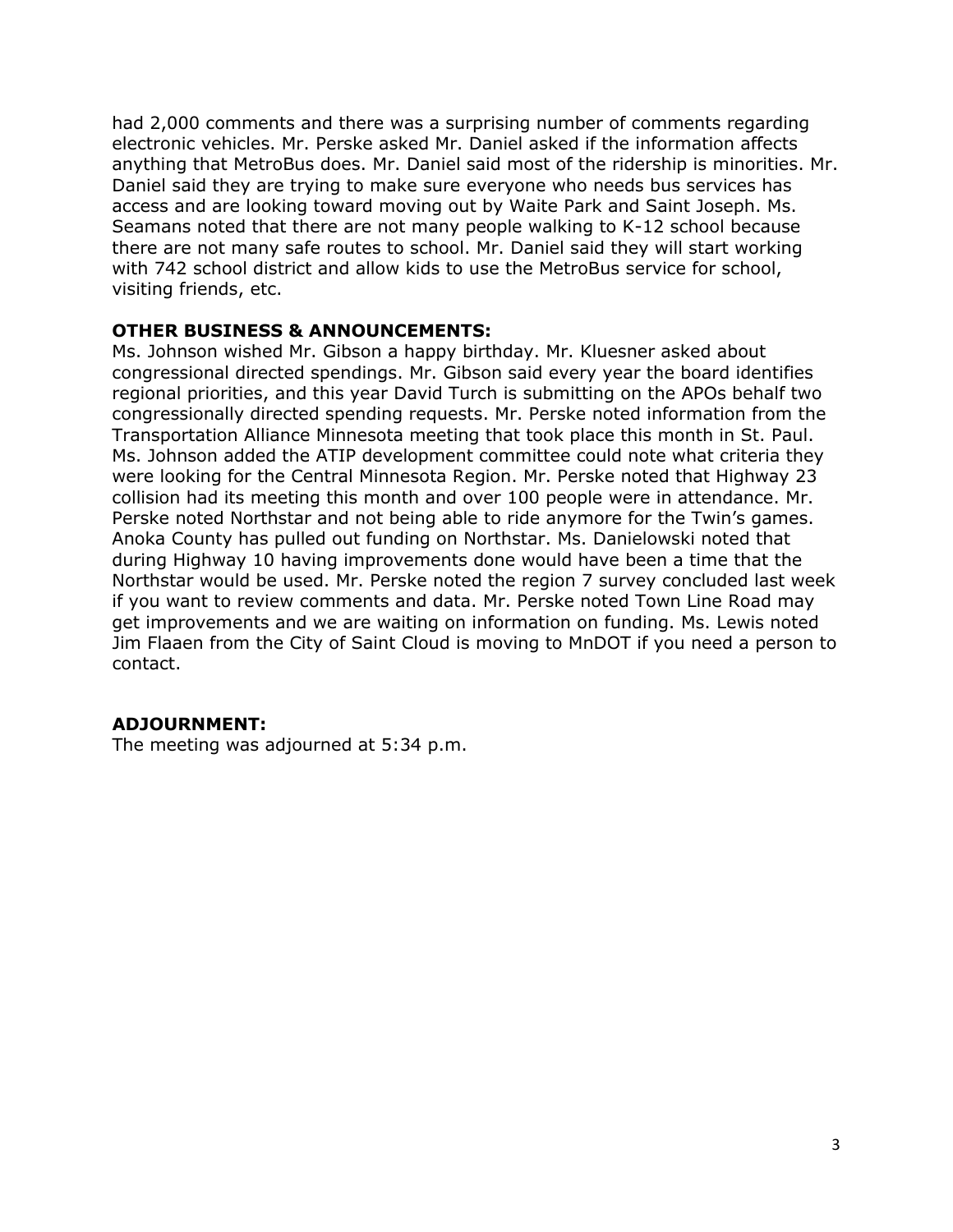had 2,000 comments and there was a surprising number of comments regarding electronic vehicles. Mr. Perske asked Mr. Daniel asked if the information affects anything that MetroBus does. Mr. Daniel said most of the ridership is minorities. Mr. Daniel said they are trying to make sure everyone who needs bus services has access and are looking toward moving out by Waite Park and Saint Joseph. Ms. Seamans noted that there are not many people walking to K-12 school because there are not many safe routes to school. Mr. Daniel said they will start working with 742 school district and allow kids to use the MetroBus service for school, visiting friends, etc.

**OTHER BUSINESS & ANNOUNCEMENTS:**

Ms. Johnson wished Mr. Gibson a happy birthday. Mr. Kluesner asked about congressional directed spendings. Mr. Gibson said every year the board identifies regional priorities, and this year David Turch is submitting on the APOs behalf two congressionally directed spending requests. Mr. Perske noted information from the Transportation Alliance Minnesota meeting that took place this month in St. Paul. Ms. Johnson added the ATIP development committee could note what criteria they were looking for the Central Minnesota Region. Mr. Perske noted that Highway 23 collision had its meeting this month and over 100 people were in attendance. Mr. Perske noted Northstar and not being able to ride anymore for the Twin's games. Anoka County has pulled out funding on Northstar. Ms. Danielowski noted that during Highway 10 having improvements done would have been a time that the Northstar would be used. Mr. Perske noted the region 7 survey concluded last week if you want to review comments and data. Mr. Perske noted Town Line Road may get improvements and we are waiting on information on funding. Ms. Lewis noted Jim Flaaen from the City of Saint Cloud is moving to MnDOT if you need a person to contact.

**ADJOURNMENT:**

The meeting was adjourned at 5:34 p.m.